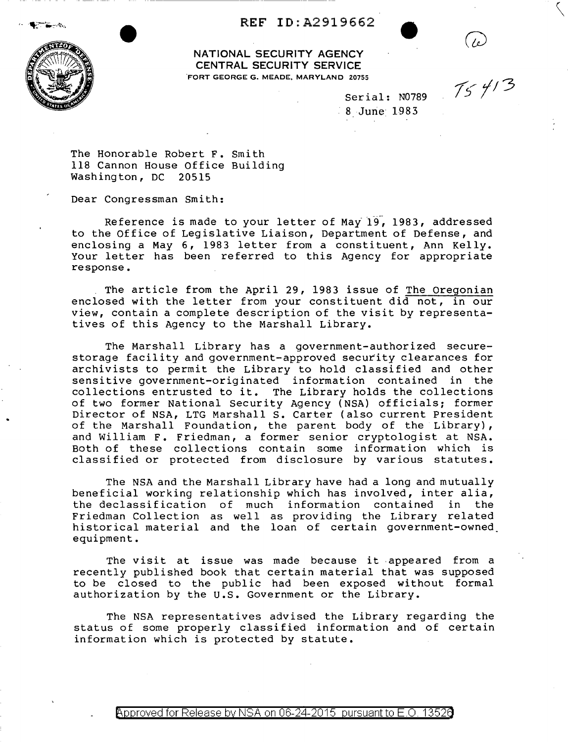REF ID:A2919662

**NATIONAL SECURITY AGENCY**
**CENTRAL SECURITY SERVICE**
FORT GEORGE G. MEADE, MARYLAND 20755

Serial: N0789
8 June 1983

TS 413

The Honorable Robert F. Smith
118 Cannon House Office Building
Washington, DC 20515

Dear Congressman Smith:

Reference is made to your letter of May 19, 1983, addressed to the Office of Legislative Liaison, Department of Defense, and enclosing a May 6, 1983 letter from a constituent, Ann Kelly. Your letter has been referred to this Agency for appropriate response.

The article from the April 29, 1983 issue of The Oregonian enclosed with the letter from your constituent did not, in our view, contain a complete description of the visit by representatives of this Agency to the Marshall Library.

The Marshall Library has a government-authorized secure-storage facility and government-approved security clearances for archivists to permit the Library to hold classified and other sensitive government-originated information contained in the collections entrusted to it. The Library holds the collections of two former National Security Agency (NSA) officials; former Director of NSA, LTG Marshall S. Carter (also current President of the Marshall Foundation, the parent body of the Library), and William F. Friedman, a former senior cryptologist at NSA. Both of these collections contain some information which is classified or protected from disclosure by various statutes.

The NSA and the Marshall Library have had a long and mutually beneficial working relationship which has involved, inter alia, the declassification of much information contained in the Friedman Collection as well as providing the Library related historical material and the loan of certain government-owned equipment.

The visit at issue was made because it appeared from a recently published book that certain material that was supposed to be closed to the public had been exposed without formal authorization by the U.S. Government or the Library.

The NSA representatives advised the Library regarding the status of some properly classified information and of certain information which is protected by statute.

Approved for Release by NSA on 06-24-2015 pursuant to E.O. 13526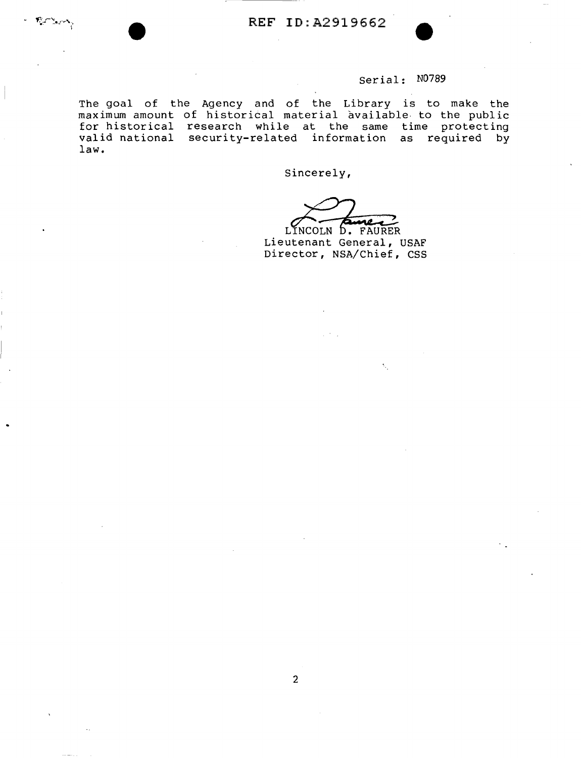REF ID:A2919662

Serial: N0789

The goal of the Agency and of the Library is to make the maximum amount of historical material available to the public for historical research while at the same time protecting valid national security-related information as required by law.

Sincerely,

LINCOLN D. FAURER
Lieutenant General, USAF
Director, NSA/Chief, CSS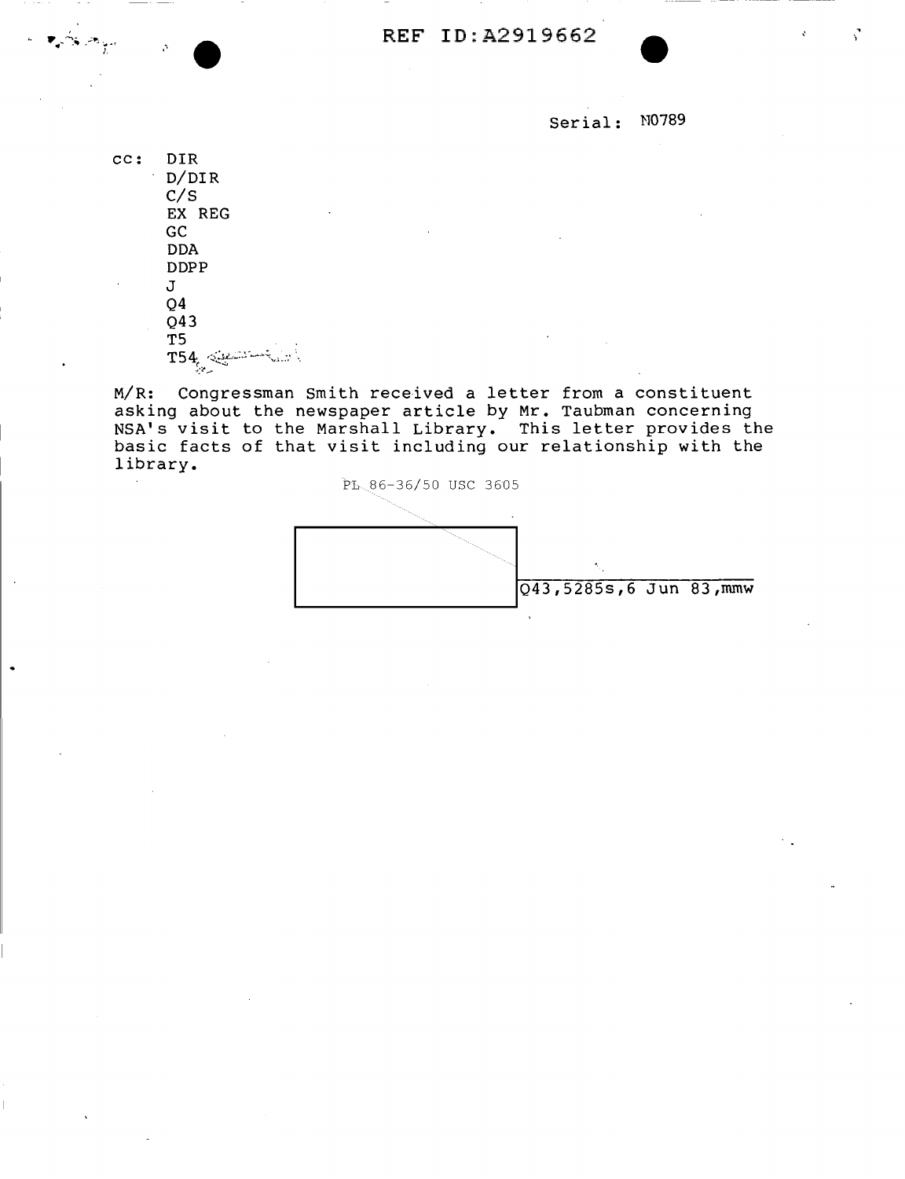REF ID:A2919662

Serial: M0789

cc: DIR
D/DIR
C/S
EX REG
GC
DDA
DDPP
J
Q4
Q43
T5
T54

M/R: Congressman Smith received a letter from a constituent asking about the newspaper article by Mr. Taubman concerning NSA's visit to the Marshall Library. This letter provides the basic facts of that visit including our relationship with the library.

PL 86-36/50 USC 3605

Q43,5285s,6 Jun 83,mmw